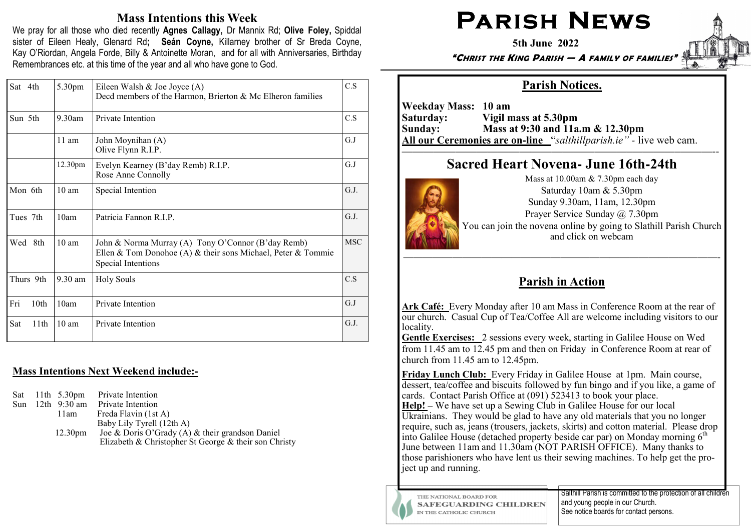# Parish News

**5th June 2022**

***"Christ the King Parish — A family of families"***

## Mass Intentions this Week

We pray for all those who died recently **Agnes Callagy,** Dr Mannix Rd; **Olive Foley,** Spiddal sister of Eileen Healy, Glenard Rd**; Seán Coyne,** Killarney brother of Sr Breda Coyne, Kay O'Riordan, Angela Forde, Billy & Antoinette Moran, and for all with Anniversaries, Birthday Remembrances etc. at this time of the year and all who have gone to God.

| Day | Time | Intention | |
|---|---|---|---|
| Sat 4th | 5.30pm | Eileen Walsh & Joe Joyce (A)<br>Decd members of the Harmon, Brierton & Mc Elheron families | C.S |
| Sun 5th | 9.30am | Private Intention | C.S |
| | 11 am | John Moynihan (A)<br>Olive Flynn R.I.P. | G.J |
| | 12.30pm | Evelyn Kearney (B'day Remb) R.I.P.<br>Rose Anne Connolly | G.J |
| Mon 6th | 10 am | Special Intention | G.J. |
| Tues 7th | 10am | Patricia Fannon R.I.P. | G.J. |
| Wed 8th | 10 am | John & Norma Murray (A) Tony O'Connor (B'day Remb)<br>Ellen & Tom Donohoe (A) & their sons Michael, Peter & Tommie<br>Special Intentions | MSC |
| Thurs 9th | 9.30 am | Holy Souls | C.S |
| Fri 10th | 10am | Private Intention | G.J |
| Sat 11th | 10 am | Private Intention | G.J. |

## Mass Intentions Next Weekend include:-

| | | |
|---|---|---|
| Sat 11th | 5.30pm | Private Intention |
| Sun 12th | 9:30 am | Private Intention |
| | 11am | Freda Flavin (1st A)<br>Baby Lily Tyrell (12th A) |
| | 12.30pm | Joe & Doris O'Grady (A) & their grandson Daniel<br>Elizabeth & Christopher St George & their son Christy |

## Parish Notices.

**Weekday Mass: 10 am**
**Saturday: Vigil mass at 5.30pm**
**Sunday: Mass at 9:30 and 11a.m & 12.30pm**
**All our Ceremonies are on-line** *"salthillparish.ie"* - live web cam.

## Sacred Heart Novena- June 16th-24th

Mass at 10.00am & 7.30pm each day
Saturday 10am & 5.30pm
Sunday 9.30am, 11am, 12.30pm
Prayer Service Sunday @ 7.30pm
You can join the novena online by going to Slathill Parish Church and click on webcam

## Parish in Action

**Ark Café:** Every Monday after 10 am Mass in Conference Room at the rear of our church. Casual Cup of Tea/Coffee All are welcome including visitors to our locality.

**Gentle Exercises:** 2 sessions every week, starting in Galilee House on Wed from 11.45 am to 12.45 pm and then on Friday in Conference Room at rear of church from 11.45 am to 12.45pm.

**Friday Lunch Club:** Every Friday in Galilee House at 1pm. Main course, dessert, tea/coffee and biscuits followed by fun bingo and if you like, a game of cards. Contact Parish Office at (091) 523413 to book your place.

**Help!** – We have set up a Sewing Club in Galilee House for our local Ukrainians. They would be glad to have any old materials that you no longer require, such as, jeans (trousers, jackets, skirts) and cotton material. Please drop into Galilee House (detached property beside car par) on Monday morning 6th June between 11am and 11.30am (NOT PARISH OFFICE). Many thanks to those parishioners who have lent us their sewing machines. To help get the project up and running.

THE NATIONAL BOARD FOR SAFEGUARDING CHILDREN IN THE CATHOLIC CHURCH

Salthill Parish is committed to the protection of all children and young people in our Church.
See notice boards for contact persons.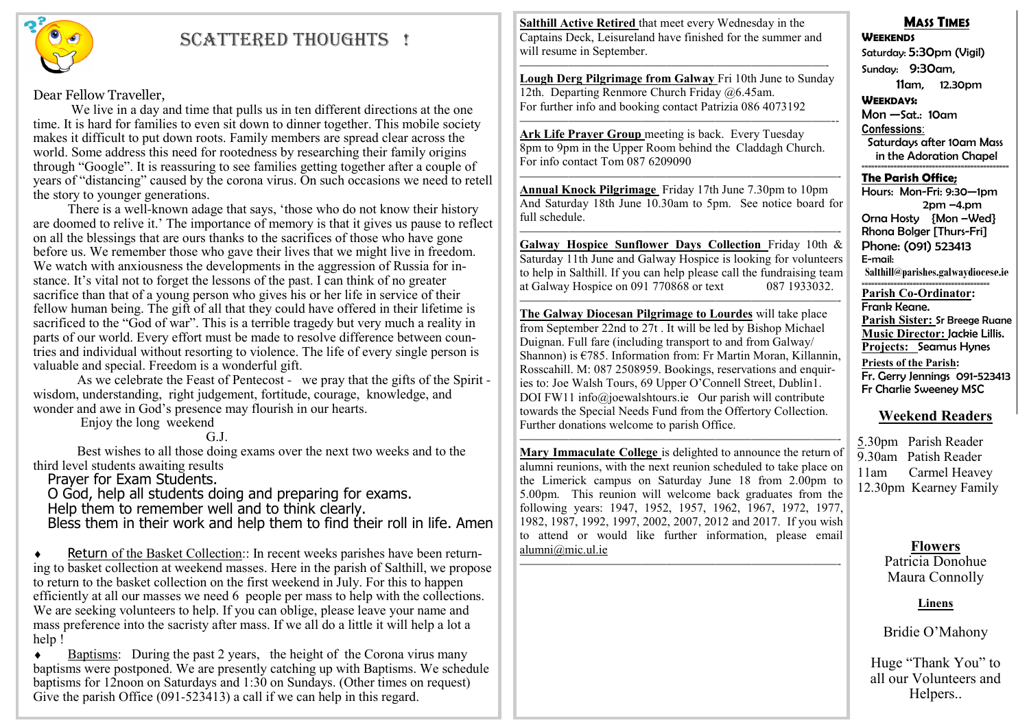# SCATTERED THOUGHTS !

Dear Fellow Traveller,

We live in a day and time that pulls us in ten different directions at the one time. It is hard for families to even sit down to dinner together. This mobile society makes it difficult to put down roots. Family members are spread clear across the world. Some address this need for rootedness by researching their family origins through "Google". It is reassuring to see families getting together after a couple of years of "distancing" caused by the corona virus. On such occasions we need to retell the story to younger generations.

There is a well-known adage that says, 'those who do not know their history are doomed to relive it.' The importance of memory is that it gives us pause to reflect on all the blessings that are ours thanks to the sacrifices of those who have gone before us. We remember those who gave their lives that we might live in freedom. We watch with anxiousness the developments in the aggression of Russia for instance. It's vital not to forget the lessons of the past. I can think of no greater sacrifice than that of a young person who gives his or her life in service of their fellow human being. The gift of all that they could have offered in their lifetime is sacrificed to the "God of war". This is a terrible tragedy but very much a reality in parts of our world. Every effort must be made to resolve difference between countries and individual without resorting to violence. The life of every single person is valuable and special. Freedom is a wonderful gift.

As we celebrate the Feast of Pentecost - we pray that the gifts of the Spirit - wisdom, understanding, right judgement, fortitude, courage, knowledge, and wonder and awe in God's presence may flourish in our hearts.

Enjoy the long weekend

G.J.

Best wishes to all those doing exams over the next two weeks and to the third level students awaiting results

Prayer for Exam Students.
O God, help all students doing and preparing for exams.
Help them to remember well and to think clearly.
Bless them in their work and help them to find their roll in life. Amen

- Return of the Basket Collection:: In recent weeks parishes have been returning to basket collection at weekend masses. Here in the parish of Salthill, we propose to return to the basket collection on the first weekend in July. For this to happen efficiently at all our masses we need 6 people per mass to help with the collections. We are seeking volunteers to help. If you can oblige, please leave your name and mass preference into the sacristy after mass. If we all do a little it will help a lot a help !
- Baptisms: During the past 2 years, the height of the Corona virus many baptisms were postponed. We are presently catching up with Baptisms. We schedule baptisms for 12noon on Saturdays and 1:30 on Sundays. (Other times on request) Give the parish Office (091-523413) a call if we can help in this regard.

---

**Salthill Active Retired** that meet every Wednesday in the Captains Deck, Leisureland have finished for the summer and will resume in September.

**Lough Derg Pilgrimage from Galway** Fri 10th June to Sunday 12th. Departing Renmore Church Friday @6.45am. For further info and booking contact Patrizia 086 4073192

**Ark Life Prayer Group** meeting is back. Every Tuesday 8pm to 9pm in the Upper Room behind the Claddagh Church. For info contact Tom 087 6209090

**Annual Knock Pilgrimage** Friday 17th June 7.30pm to 10pm And Saturday 18th June 10.30am to 5pm. See notice board for full schedule.

**Galway Hospice Sunflower Days Collection** Friday 10th & Saturday 11th June and Galway Hospice is looking for volunteers to help in Salthill. If you can help please call the fundraising team at Galway Hospice on 091 770868 or text 087 1933032.

**The Galway Diocesan Pilgrimage to Lourdes** will take place from September 22nd to 27t . It will be led by Bishop Michael Duignan. Full fare (including transport to and from Galway/ Shannon) is €785. Information from: Fr Martin Moran, Killannin, Rosscahill. M: 087 2508959. Bookings, reservations and enquiries to: Joe Walsh Tours, 69 Upper O'Connell Street, Dublin1. DOI FW11 info@joewalshtours.ie Our parish will contribute towards the Special Needs Fund from the Offertory Collection. Further donations welcome to parish Office.

**Mary Immaculate College** is delighted to announce the return of alumni reunions, with the next reunion scheduled to take place on the Limerick campus on Saturday June 18 from 2.00pm to 5.00pm. This reunion will welcome back graduates from the following years: 1947, 1952, 1957, 1962, 1967, 1972, 1977, 1982, 1987, 1992, 1997, 2002, 2007, 2012 and 2017. If you wish to attend or would like further information, please email alumni@mic.ul.ie

---

## Mass Times

**Weekends**
Saturday: 5:30pm (Vigil)
Sunday: 9:30am, 11am, 12.30pm

**Weekdays:**
Mon —Sat.: 10am

**Confessions:**
Saturdays after 10am Mass in the Adoration Chapel

**The Parish Office;**
Hours: Mon-Fri: 9:30—1pm
2pm –4.pm
Orna Hosty {Mon –Wed}
Rhona Bolger [Thurs-Fri]
Phone: (091) 523413
E-mail: Salthill@parishes.galwaydiocese.ie

**Parish Co-Ordinator:** Frank Keane.
**Parish Sister:** Sr Breege Ruane
**Music Director:** Jackie Lillis.
**Projects:** Seamus Hynes
**Priests of the Parish:**
Fr. Gerry Jennings 091-523413
Fr Charlie Sweeney MSC

## Weekend Readers

5.30pm Parish Reader
9.30am Patish Reader
11am Carmel Heavey
12.30pm Kearney Family

**Flowers**
Patricia Donohue
Maura Connolly

**Linens**
Bridie O'Mahony

Huge "Thank You" to all our Volunteers and Helpers..